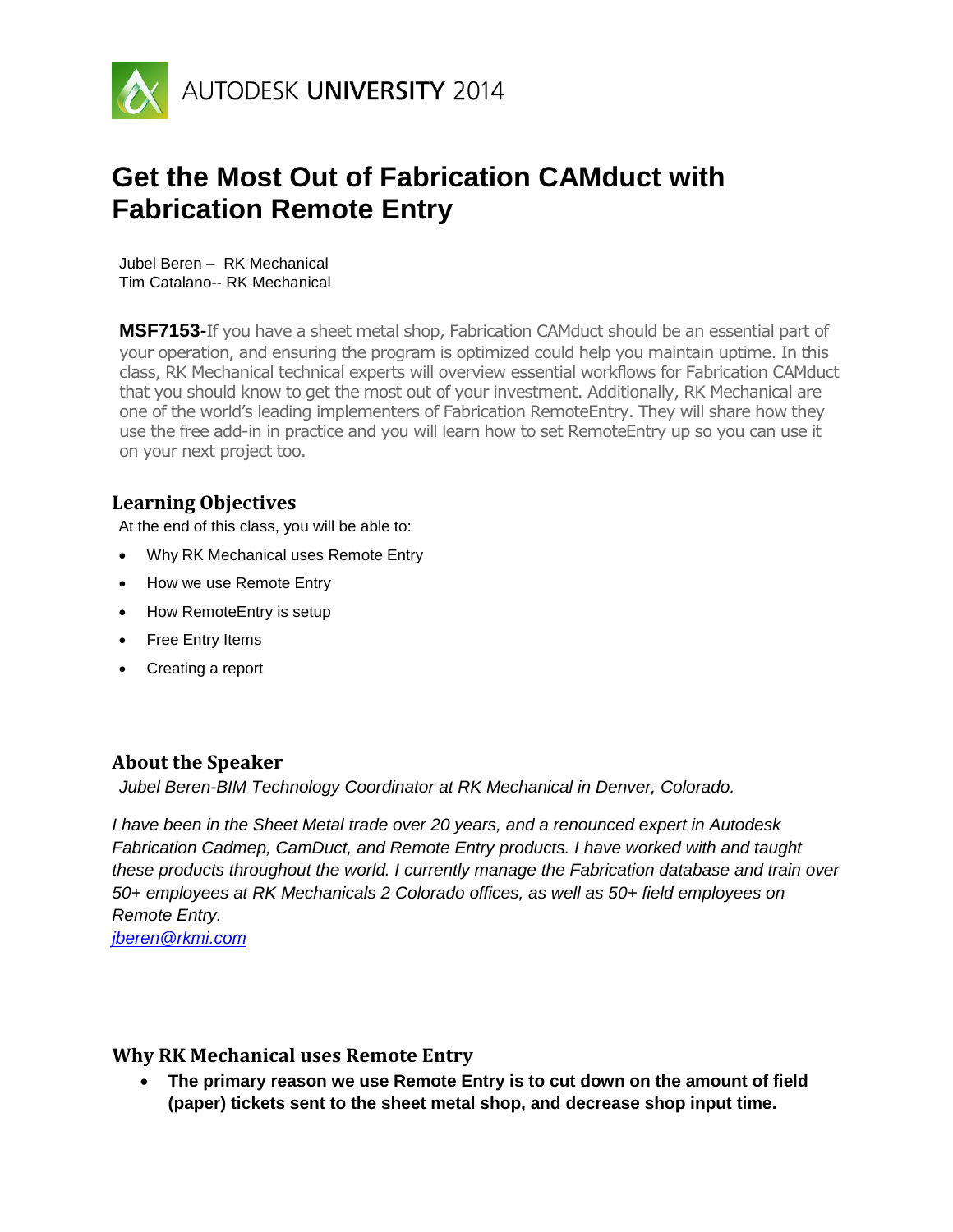AUTODESK UNIVERSITY 2014

# Get the Most Out of Fabrication CAMduct with Fabrication Remote Entry

Jubel Beren – RK Mechanical
Tim Catalano-- RK Mechanical

**MSF7153-**If you have a sheet metal shop, Fabrication CAMduct should be an essential part of your operation, and ensuring the program is optimized could help you maintain uptime. In this class, RK Mechanical technical experts will overview essential workflows for Fabrication CAMduct that you should know to get the most out of your investment. Additionally, RK Mechanical are one of the world's leading implementers of Fabrication RemoteEntry. They will share how they use the free add-in in practice and you will learn how to set RemoteEntry up so you can use it on your next project too.

## Learning Objectives

At the end of this class, you will be able to:

- Why RK Mechanical uses Remote Entry
- How we use Remote Entry
- How RemoteEntry is setup
- Free Entry Items
- Creating a report

## About the Speaker

*Jubel Beren-BIM Technology Coordinator at RK Mechanical in Denver, Colorado.*

*I have been in the Sheet Metal trade over 20 years, and a renounced expert in Autodesk Fabrication Cadmep, CamDuct, and Remote Entry products. I have worked with and taught these products throughout the world. I currently manage the Fabrication database and train over 50+ employees at RK Mechanicals 2 Colorado offices, as well as 50+ field employees on Remote Entry.*
*jberen@rkmi.com*

## Why RK Mechanical uses Remote Entry

- **The primary reason we use Remote Entry is to cut down on the amount of field (paper) tickets sent to the sheet metal shop, and decrease shop input time.**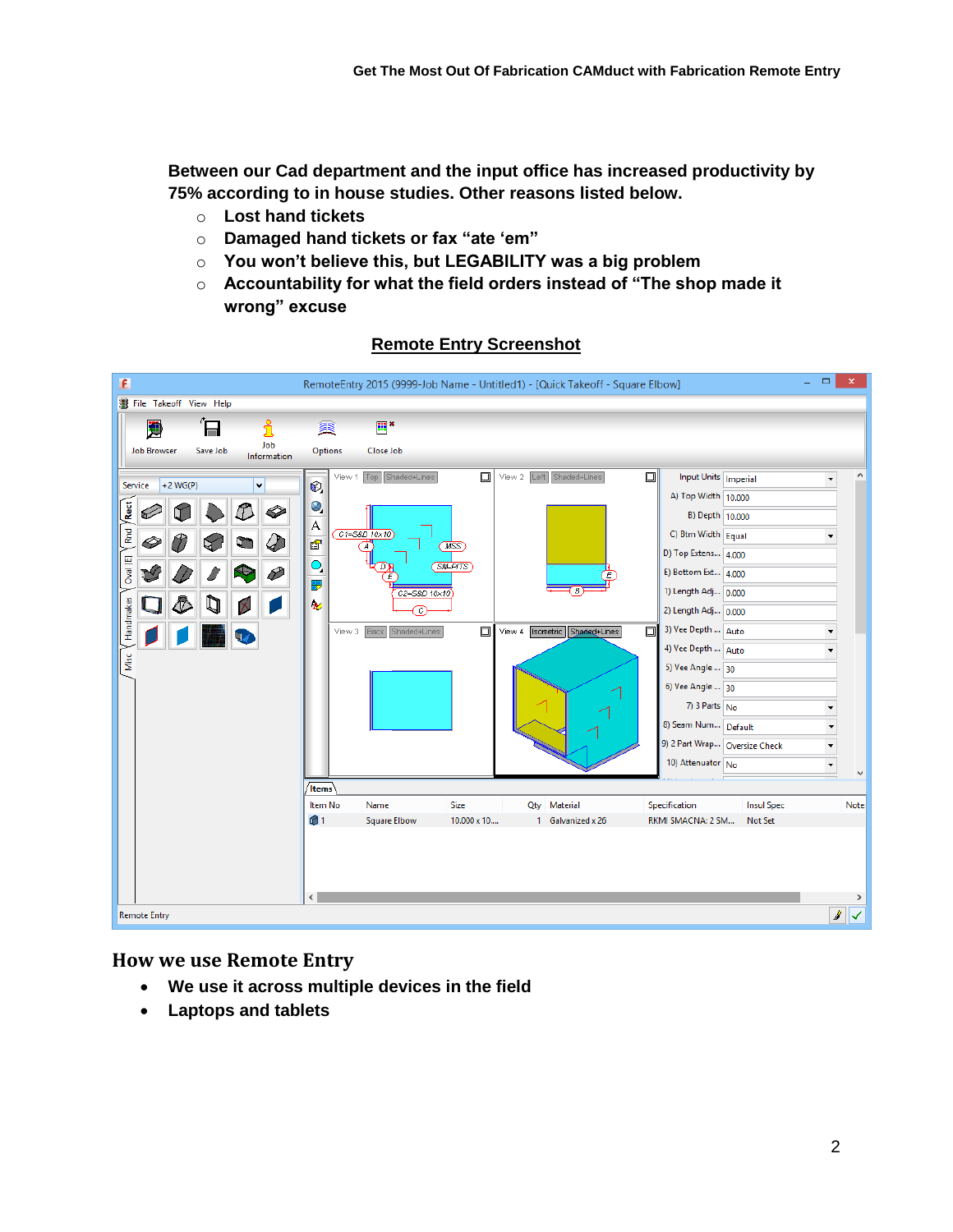**Between our Cad department and the input office has increased productivity by 75% according to in house studies. Other reasons listed below.**

- **Lost hand tickets**
- **Damaged hand tickets or fax “ate ‘em”**
- **You won’t believe this, but LEGABILITY was a big problem**
- **Accountability for what the field orders instead of “The shop made it wrong” excuse**

**Remote Entry Screenshot**

## How we use Remote Entry

- **We use it across multiple devices in the field**
- **Laptops and tablets**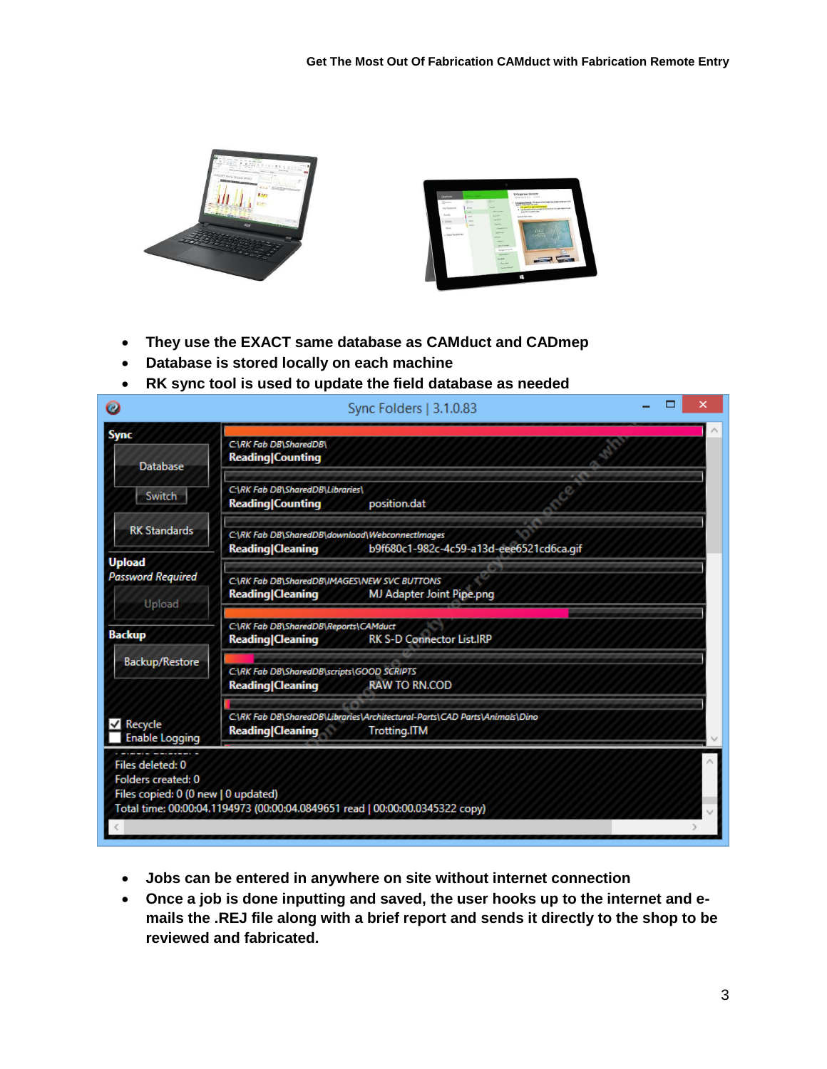- They use the EXACT same database as CAMduct and CADmep
- Database is stored locally on each machine
- RK sync tool is used to update the field database as needed

- Jobs can be entered in anywhere on site without internet connection
- Once a job is done inputting and saved, the user hooks up to the internet and e-mails the .REJ file along with a brief report and sends it directly to the shop to be reviewed and fabricated.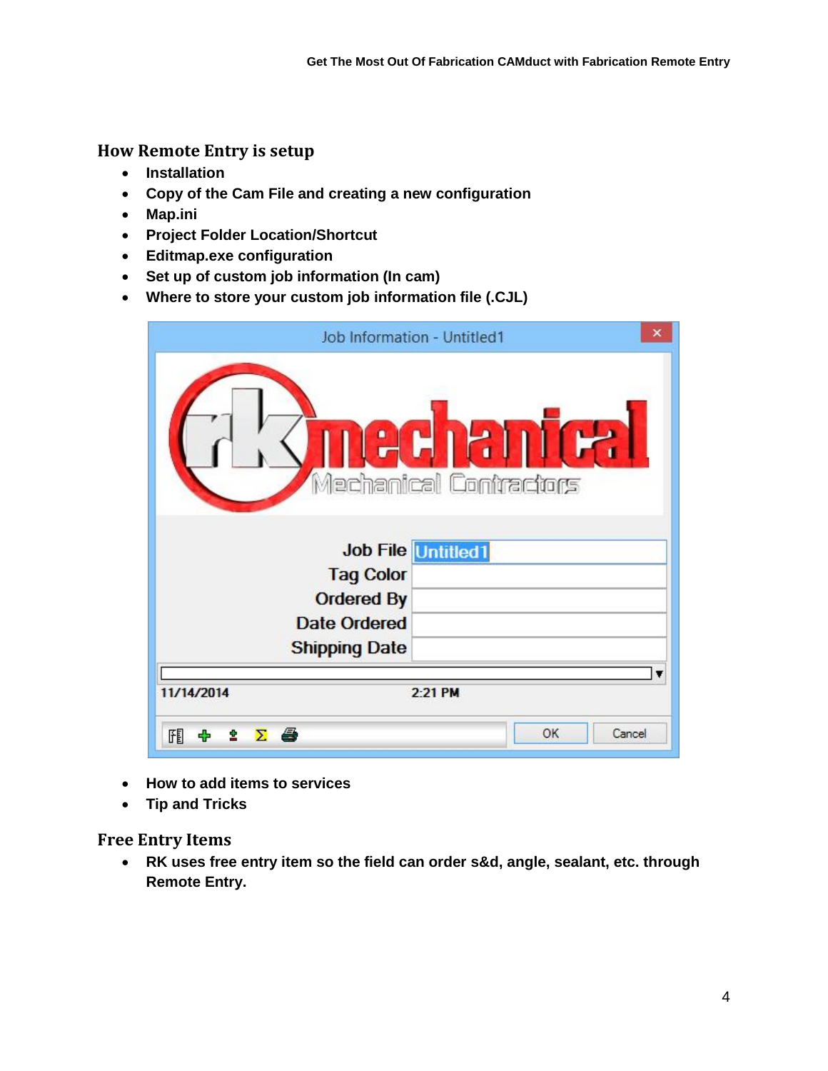## How Remote Entry is setup

- **Installation**
- **Copy of the Cam File and creating a new configuration**
- **Map.ini**
- **Project Folder Location/Shortcut**
- **Editmap.exe configuration**
- **Set up of custom job information (In cam)**
- **Where to store your custom job information file (.CJL)**

- **How to add items to services**
- **Tip and Tricks**

## Free Entry Items

- **RK uses free entry item so the field can order s&d, angle, sealant, etc. through Remote Entry.**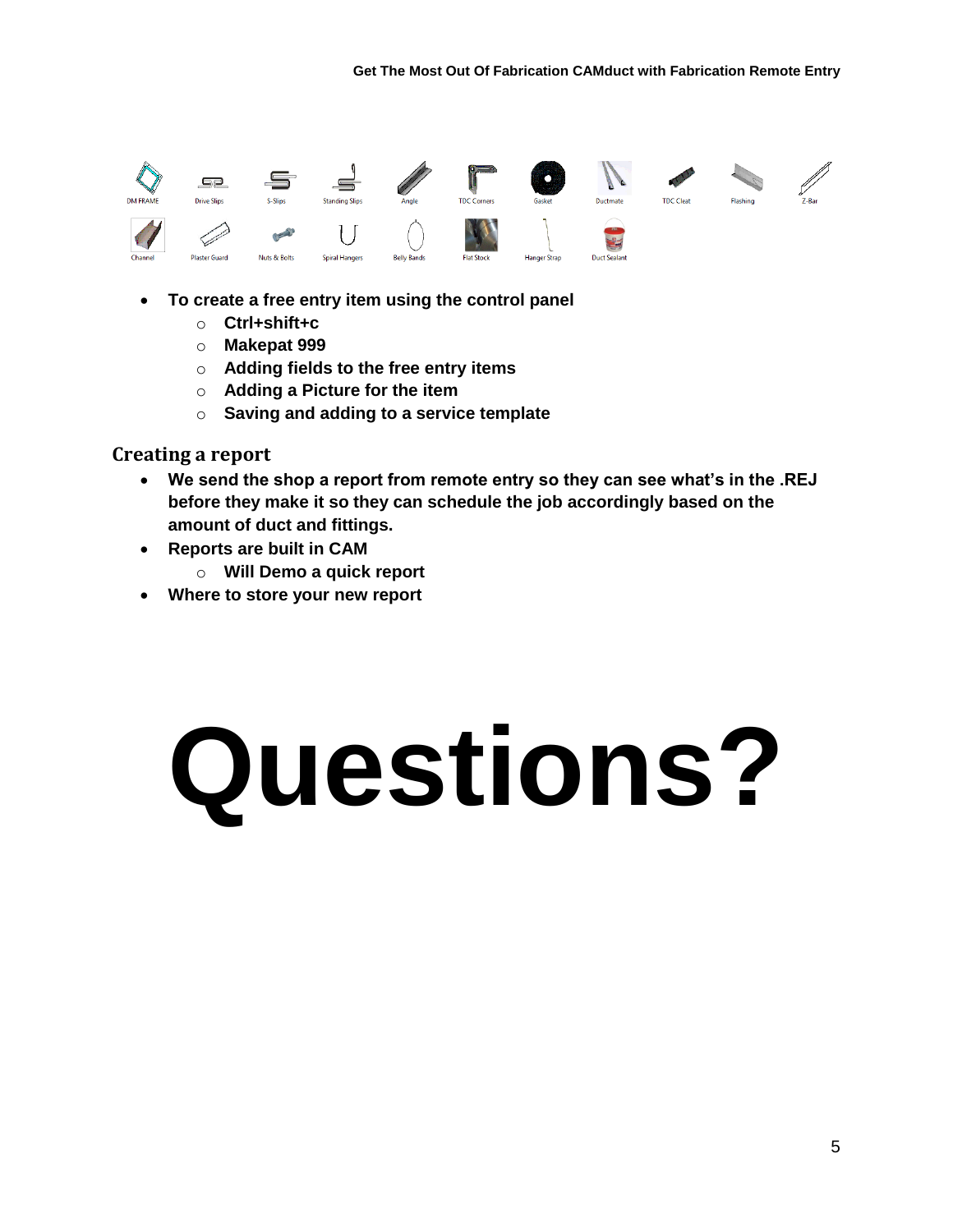DM FRAME Drive Slips S-Slips Standing Slips Angle TDC Corners Gasket Ductmate TDC Cleat Flashing Z-Bar

Channel Plaster Guard Nuts & Bolts Spiral Hangers Belly Bands Flat Stock Hanger Strap Duct Sealant

- **To create a free entry item using the control panel**
  - **Ctrl+shift+c**
  - **Makepat 999**
  - **Adding fields to the free entry items**
  - **Adding a Picture for the item**
  - **Saving and adding to a service template**

## Creating a report

- **We send the shop a report from remote entry so they can see what's in the .REJ before they make it so they can schedule the job accordingly based on the amount of duct and fittings.**
- **Reports are built in CAM**
  - **Will Demo a quick report**
- **Where to store your new report**

# Questions?